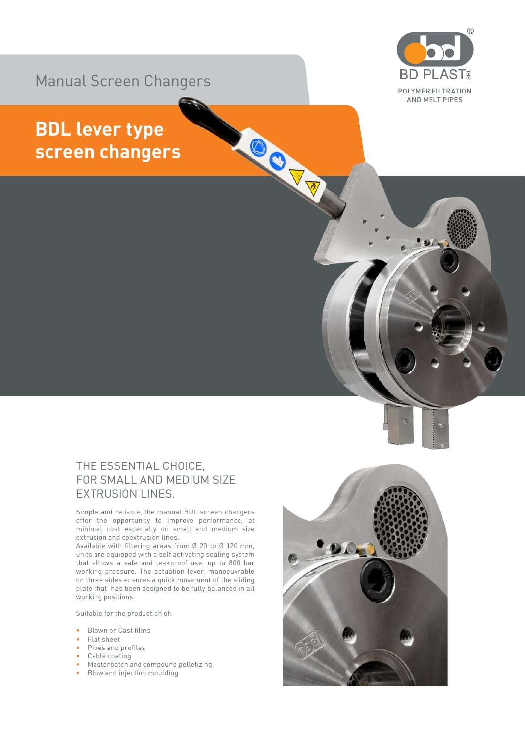Manual Screen Changers

BD PLAST SRL

POLYMER FILTRATION AND MELT PIPES

# BDL lever type screen changers

## THE ESSENTIAL CHOICE, FOR SMALL AND MEDIUM SIZE EXTRUSION LINES.

Simple and reliable, the manual BDL screen changers offer the opportunity to improve performance, at minimal cost especially on small and medium size extrusion and coextrusion lines.
Available with filtering areas from Ø 20 to Ø 120 mm, units are equipped with a self activating sealing system that allows a safe and leakproof use, up to 800 bar working pressure. The actuation lever, manoeuvrable on three sides ensures a quick movement of the sliding plate that has been designed to be fully balanced in all working positions.

Suitable for the production of:

- Blown or Cast films
- Flat sheet
- Pipes and profiles
- Cable coating
- Masterbatch and compound pelletizing
- Blow and injection moulding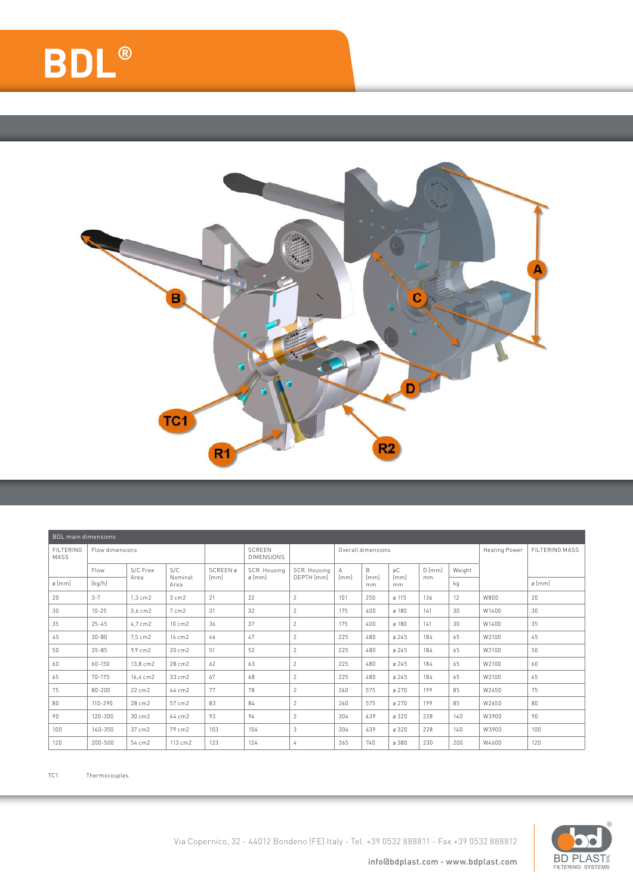# BDL®

A

B

C

D

TC1

R1

R2

| BDL main dimensions | | | | | | | | | | | | | |
|---|---|---|---|---|---|---|---|---|---|---|---|---|---|
| FILTERING MASS | Flow dimensions | | | | SCREEN DIMENSIONS | | Overall dimensions | | | | | Heating Power | FILTERING MASS |
| | Flow | S/C Free Area | S/C Nominal Area | SCREEN ø [mm] | SCR. Housing ø [mm] | SCR. Housing DEPTH [mm] | A [mm] | B [mm] mm | øC [mm] mm | D [mm] mm | Weight | | |
| ø [mm] | [kg/h] | | | | | | | | | | kg | | ø [mm] |
| 20 | 3-7 | 1,3 cm2 | 3 cm2 | 21 | 22 | 2 | 101 | 250 | ø 115 | 136 | 12 | W800 | 20 |
| 30 | 10-25 | 3,6 cm2 | 7 cm2 | 31 | 32 | 2 | 175 | 400 | ø 180 | 141 | 30 | W1400 | 30 |
| 35 | 25-45 | 4,7 cm2 | 10 cm2 | 36 | 37 | 2 | 175 | 400 | ø 180 | 141 | 30 | W1400 | 35 |
| 45 | 30-80 | 7,5 cm2 | 16 cm2 | 46 | 47 | 2 | 225 | 480 | ø 245 | 184 | 65 | W2100 | 45 |
| 50 | 35-85 | 9,9 cm2 | 20 cm2 | 51 | 52 | 2 | 225 | 480 | ø 245 | 184 | 65 | W2100 | 50 |
| 60 | 60-150 | 13,8 cm2 | 28 cm2 | 62 | 63 | 2 | 225 | 480 | ø 245 | 184 | 65 | W2100 | 60 |
| 65 | 70-175 | 16,4 cm2 | 33 cm2 | 67 | 68 | 2 | 225 | 480 | ø 245 | 184 | 65 | W2100 | 65 |
| 75 | 80-200 | 22 cm2 | 44 cm2 | 77 | 78 | 2 | 260 | 575 | ø 270 | 199 | 85 | W2650 | 75 |
| 80 | 110-290 | 28 cm2 | 57 cm2 | 83 | 84 | 2 | 260 | 575 | ø 270 | 199 | 85 | W2650 | 80 |
| 90 | 120-300 | 30 cm2 | 64 cm2 | 93 | 94 | 2 | 304 | 639 | ø 320 | 228 | 140 | W3900 | 90 |
| 100 | 140-350 | 37 cm2 | 79 cm2 | 103 | 104 | 3 | 304 | 639 | ø 320 | 228 | 140 | W3900 | 100 |
| 120 | 200-500 | 54 cm2 | 113 cm2 | 123 | 124 | 4 | 365 | 740 | ø 380 | 230 | 200 | W4600 | 120 |

TC1 Thermocouples

Via Copernico, 32 - 44012 Bondeno (FE) Italy - Tel. +39 0532 888811 - Fax +39 0532 888812

info@bdplast.com - www.bdplast.com

BD PLAST
FILTERING SYSTEMS